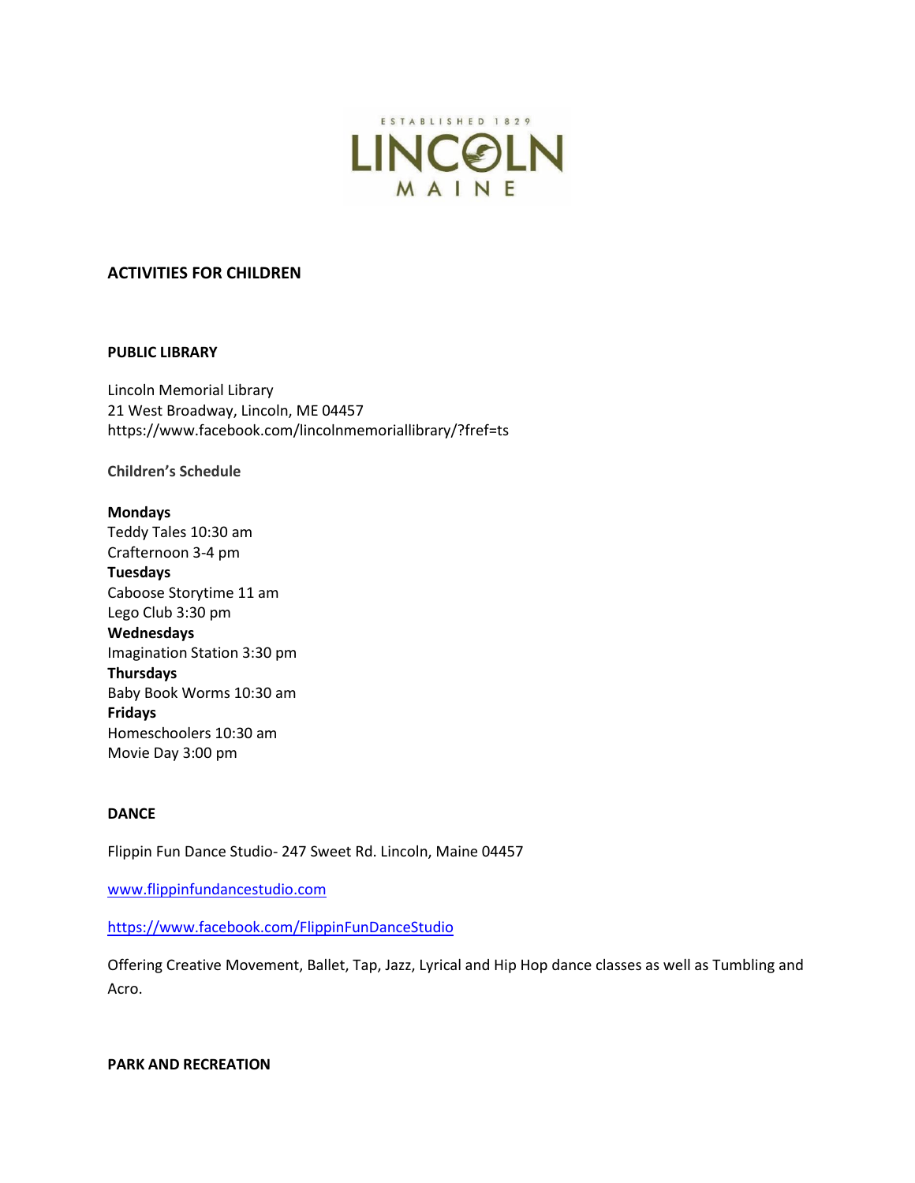ESTABLISHED 1829

LINCOLN

MAINE

# ACTIVITIES FOR CHILDREN

## PUBLIC LIBRARY

Lincoln Memorial Library
21 West Broadway, Lincoln, ME 04457
https://www.facebook.com/lincolnmemoriallibrary/?fref=ts

### Children's Schedule

**Mondays**
Teddy Tales 10:30 am
Crafternoon 3-4 pm
**Tuesdays**
Caboose Storytime 11 am
Lego Club 3:30 pm
**Wednesdays**
Imagination Station 3:30 pm
**Thursdays**
Baby Book Worms 10:30 am
**Fridays**
Homeschoolers 10:30 am
Movie Day 3:00 pm

## DANCE

Flippin Fun Dance Studio- 247 Sweet Rd. Lincoln, Maine 04457

www.flippinfundancestudio.com

https://www.facebook.com/FlippinFunDanceStudio

Offering Creative Movement, Ballet, Tap, Jazz, Lyrical and Hip Hop dance classes as well as Tumbling and Acro.

## PARK AND RECREATION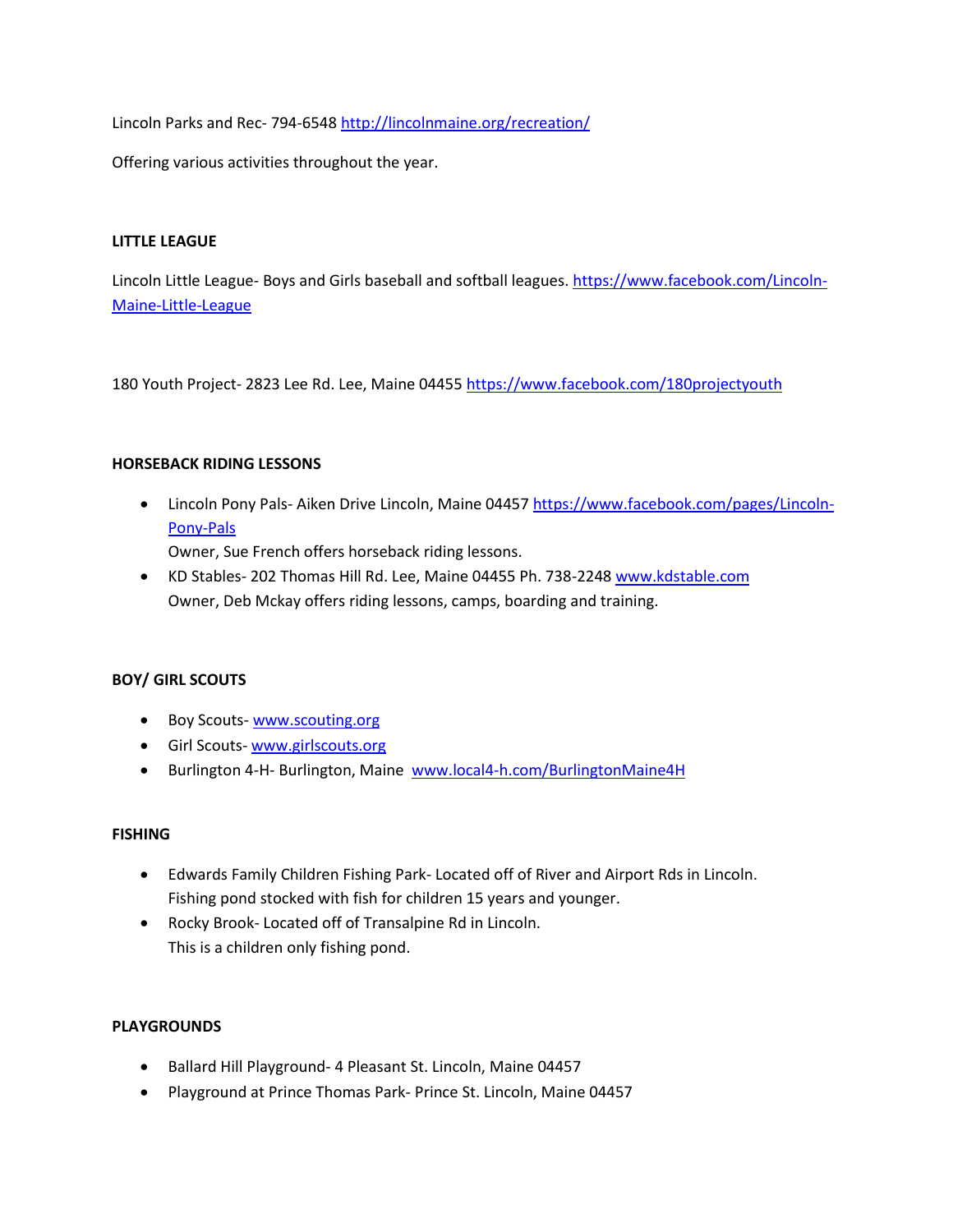Lincoln Parks and Rec- 794-6548 [http://lincolnmaine.org/recreation/](http://lincolnmaine.org/recreation/)

Offering various activities throughout the year.

**LITTLE LEAGUE**

Lincoln Little League- Boys and Girls baseball and softball leagues. [https://www.facebook.com/Lincoln-Maine-Little-League](https://www.facebook.com/Lincoln-Maine-Little-League)

180 Youth Project- 2823 Lee Rd. Lee, Maine 04455 [https://www.facebook.com/180projectyouth](https://www.facebook.com/180projectyouth)

**HORSEBACK RIDING LESSONS**

- Lincoln Pony Pals- Aiken Drive Lincoln, Maine 04457 [https://www.facebook.com/pages/Lincoln-Pony-Pals](https://www.facebook.com/pages/Lincoln-Pony-Pals)
  Owner, Sue French offers horseback riding lessons.
- KD Stables- 202 Thomas Hill Rd. Lee, Maine 04455 Ph. 738-2248 [www.kdstable.com](www.kdstable.com)
  Owner, Deb Mckay offers riding lessons, camps, boarding and training.

**BOY/ GIRL SCOUTS**

- Boy Scouts- [www.scouting.org](www.scouting.org)
- Girl Scouts- [www.girlscouts.org](www.girlscouts.org)
- Burlington 4-H- Burlington, Maine [www.local4-h.com/BurlingtonMaine4H](www.local4-h.com/BurlingtonMaine4H)

**FISHING**

- Edwards Family Children Fishing Park- Located off of River and Airport Rds in Lincoln.
  Fishing pond stocked with fish for children 15 years and younger.
- Rocky Brook- Located off of Transalpine Rd in Lincoln.
  This is a children only fishing pond.

**PLAYGROUNDS**

- Ballard Hill Playground- 4 Pleasant St. Lincoln, Maine 04457
- Playground at Prince Thomas Park- Prince St. Lincoln, Maine 04457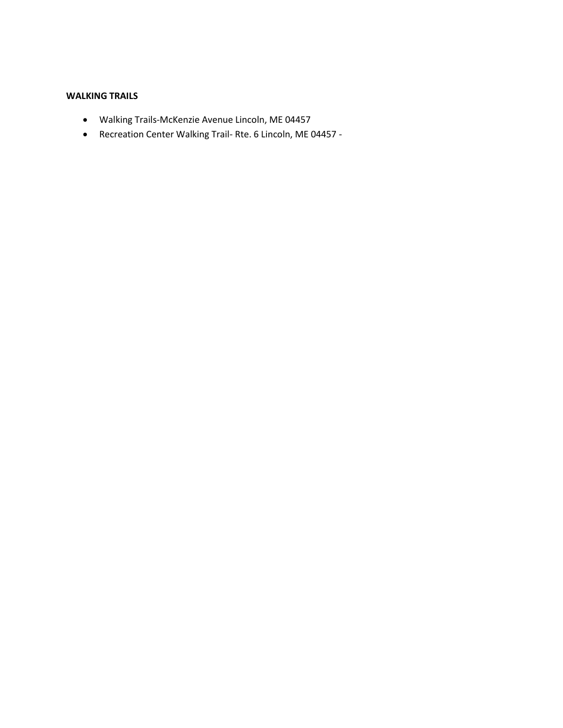**WALKING TRAILS**

- Walking Trails-McKenzie Avenue Lincoln, ME 04457
- Recreation Center Walking Trail- Rte. 6 Lincoln, ME 04457 -